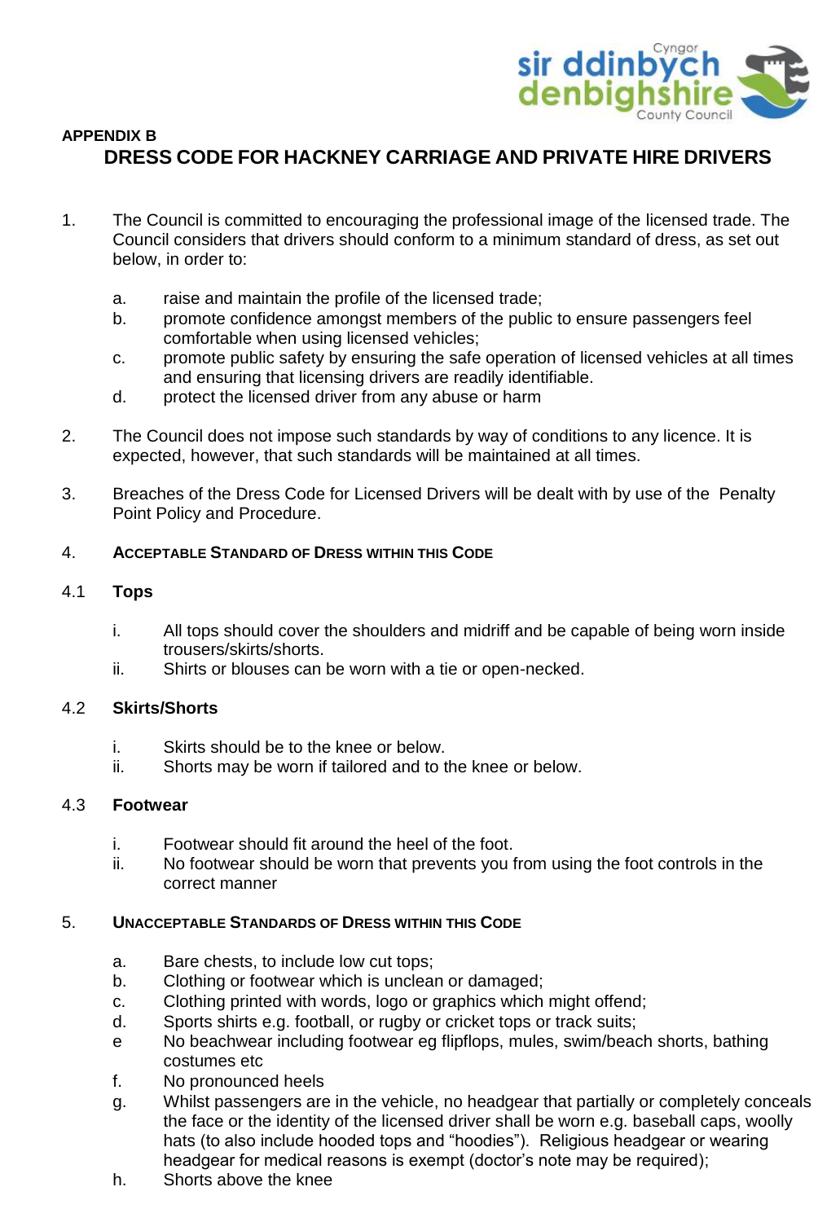**APPENDIX B**

# DRESS CODE FOR HACKNEY CARRIAGE AND PRIVATE HIRE DRIVERS

1. The Council is committed to encouraging the professional image of the licensed trade. The Council considers that drivers should conform to a minimum standard of dress, as set out below, in order to:

   a. raise and maintain the profile of the licensed trade;
   b. promote confidence amongst members of the public to ensure passengers feel comfortable when using licensed vehicles;
   c. promote public safety by ensuring the safe operation of licensed vehicles at all times and ensuring that licensing drivers are readily identifiable.
   d. protect the licensed driver from any abuse or harm

2. The Council does not impose such standards by way of conditions to any licence. It is expected, however, that such standards will be maintained at all times.

3. Breaches of the Dress Code for Licensed Drivers will be dealt with by use of the Penalty Point Policy and Procedure.

4. **ACCEPTABLE STANDARD OF DRESS WITHIN THIS CODE**

4.1 **Tops**

   i. All tops should cover the shoulders and midriff and be capable of being worn inside trousers/skirts/shorts.
   ii. Shirts or blouses can be worn with a tie or open-necked.

4.2 **Skirts/Shorts**

   i. Skirts should be to the knee or below.
   ii. Shorts may be worn if tailored and to the knee or below.

4.3 **Footwear**

   i. Footwear should fit around the heel of the foot.
   ii. No footwear should be worn that prevents you from using the foot controls in the correct manner

5. **UNACCEPTABLE STANDARDS OF DRESS WITHIN THIS CODE**

   a. Bare chests, to include low cut tops;
   b. Clothing or footwear which is unclean or damaged;
   c. Clothing printed with words, logo or graphics which might offend;
   d. Sports shirts e.g. football, or rugby or cricket tops or track suits;
   e No beachwear including footwear eg flipflops, mules, swim/beach shorts, bathing costumes etc
   f. No pronounced heels
   g. Whilst passengers are in the vehicle, no headgear that partially or completely conceals the face or the identity of the licensed driver shall be worn e.g. baseball caps, woolly hats (to also include hooded tops and "hoodies"). Religious headgear or wearing headgear for medical reasons is exempt (doctor's note may be required);
   h. Shorts above the knee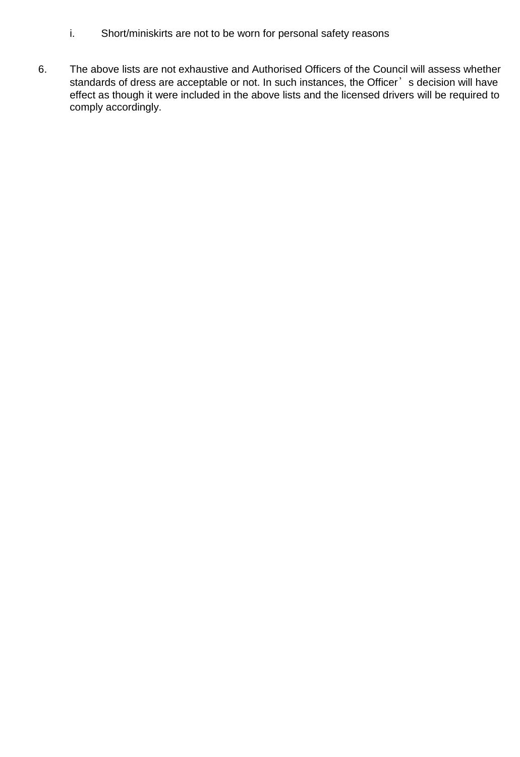i. Short/miniskirts are not to be worn for personal safety reasons

6. The above lists are not exhaustive and Authorised Officers of the Council will assess whether standards of dress are acceptable or not. In such instances, the Officer's decision will have effect as though it were included in the above lists and the licensed drivers will be required to comply accordingly.